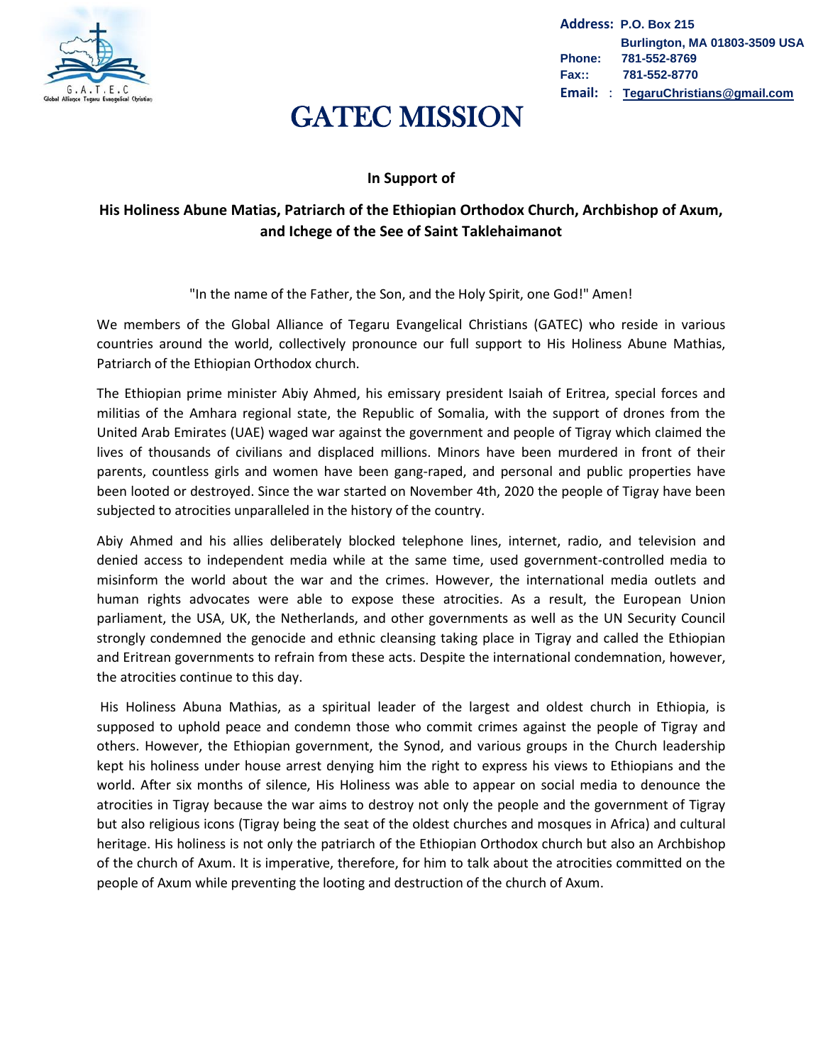G.A.T.E.C
Global Alliance Tegaru Evangelical Christian

**Address:** P.O. Box 215
Burlington, MA 01803-3509 USA
**Phone:** 781-552-8769
**Fax::** 781-552-8770
**Email:** : TegaruChristians@gmail.com

# GATEC MISSION

**In Support of**

**His Holiness Abune Matias, Patriarch of the Ethiopian Orthodox Church, Archbishop of Axum, and Ichege of the See of Saint Taklehaimanot**

"In the name of the Father, the Son, and the Holy Spirit, one God!" Amen!

We members of the Global Alliance of Tegaru Evangelical Christians (GATEC) who reside in various countries around the world, collectively pronounce our full support to His Holiness Abune Mathias, Patriarch of the Ethiopian Orthodox church.

The Ethiopian prime minister Abiy Ahmed, his emissary president Isaiah of Eritrea, special forces and militias of the Amhara regional state, the Republic of Somalia, with the support of drones from the United Arab Emirates (UAE) waged war against the government and people of Tigray which claimed the lives of thousands of civilians and displaced millions. Minors have been murdered in front of their parents, countless girls and women have been gang-raped, and personal and public properties have been looted or destroyed. Since the war started on November 4th, 2020 the people of Tigray have been subjected to atrocities unparalleled in the history of the country.

Abiy Ahmed and his allies deliberately blocked telephone lines, internet, radio, and television and denied access to independent media while at the same time, used government-controlled media to misinform the world about the war and the crimes. However, the international media outlets and human rights advocates were able to expose these atrocities. As a result, the European Union parliament, the USA, UK, the Netherlands, and other governments as well as the UN Security Council strongly condemned the genocide and ethnic cleansing taking place in Tigray and called the Ethiopian and Eritrean governments to refrain from these acts. Despite the international condemnation, however, the atrocities continue to this day.

His Holiness Abuna Mathias, as a spiritual leader of the largest and oldest church in Ethiopia, is supposed to uphold peace and condemn those who commit crimes against the people of Tigray and others. However, the Ethiopian government, the Synod, and various groups in the Church leadership kept his holiness under house arrest denying him the right to express his views to Ethiopians and the world. After six months of silence, His Holiness was able to appear on social media to denounce the atrocities in Tigray because the war aims to destroy not only the people and the government of Tigray but also religious icons (Tigray being the seat of the oldest churches and mosques in Africa) and cultural heritage. His holiness is not only the patriarch of the Ethiopian Orthodox church but also an Archbishop of the church of Axum. It is imperative, therefore, for him to talk about the atrocities committed on the people of Axum while preventing the looting and destruction of the church of Axum.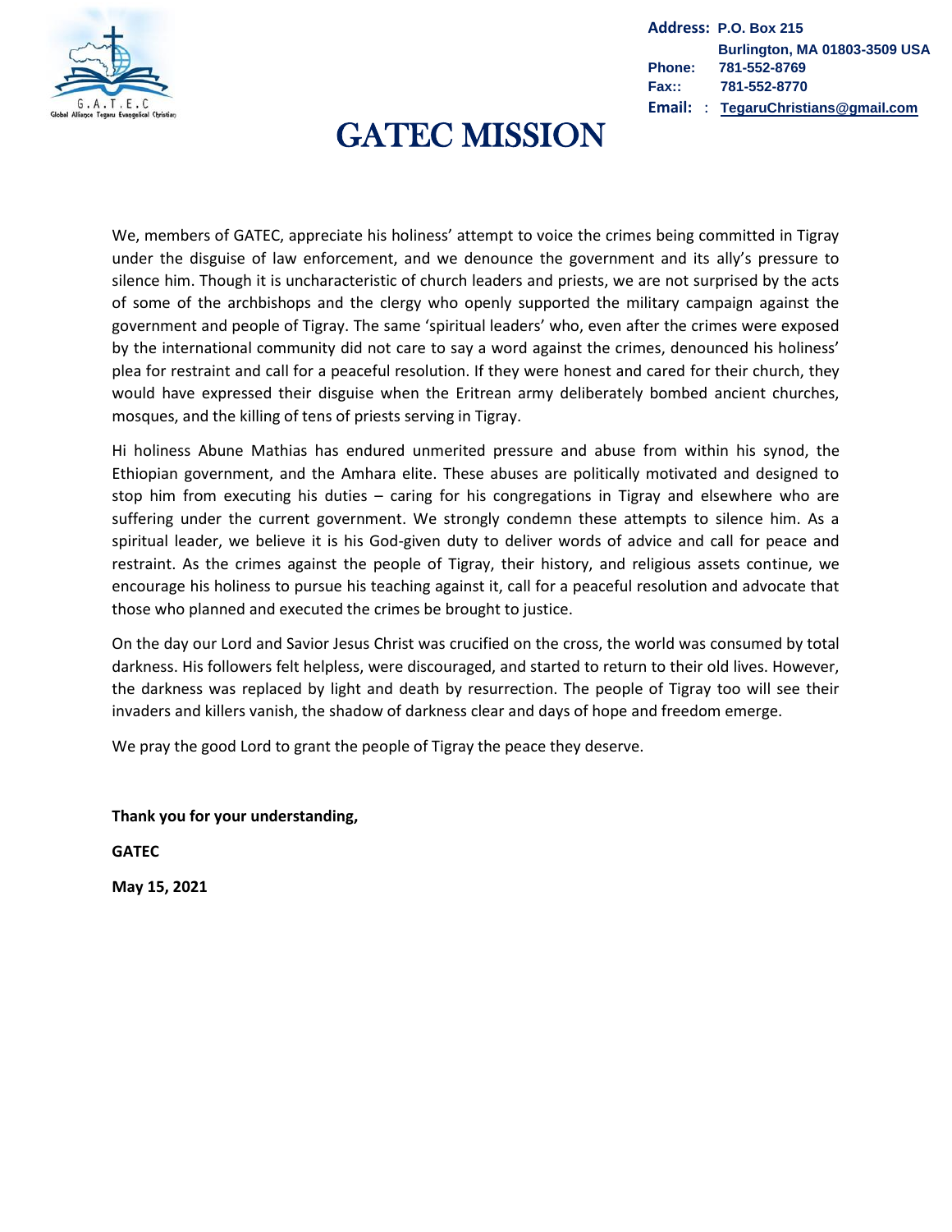Address: P.O. Box 215
Burlington, MA 01803-3509 USA
Phone: 781-552-8769
Fax:: 781-552-8770
Email: : TegaruChristians@gmail.com

G.A.T.E.C
Global Alliance Tegaru Evangelical Christian

# GATEC MISSION

We, members of GATEC, appreciate his holiness' attempt to voice the crimes being committed in Tigray under the disguise of law enforcement, and we denounce the government and its ally's pressure to silence him. Though it is uncharacteristic of church leaders and priests, we are not surprised by the acts of some of the archbishops and the clergy who openly supported the military campaign against the government and people of Tigray. The same 'spiritual leaders' who, even after the crimes were exposed by the international community did not care to say a word against the crimes, denounced his holiness' plea for restraint and call for a peaceful resolution. If they were honest and cared for their church, they would have expressed their disguise when the Eritrean army deliberately bombed ancient churches, mosques, and the killing of tens of priests serving in Tigray.

Hi holiness Abune Mathias has endured unmerited pressure and abuse from within his synod, the Ethiopian government, and the Amhara elite. These abuses are politically motivated and designed to stop him from executing his duties – caring for his congregations in Tigray and elsewhere who are suffering under the current government. We strongly condemn these attempts to silence him. As a spiritual leader, we believe it is his God-given duty to deliver words of advice and call for peace and restraint. As the crimes against the people of Tigray, their history, and religious assets continue, we encourage his holiness to pursue his teaching against it, call for a peaceful resolution and advocate that those who planned and executed the crimes be brought to justice.

On the day our Lord and Savior Jesus Christ was crucified on the cross, the world was consumed by total darkness. His followers felt helpless, were discouraged, and started to return to their old lives. However, the darkness was replaced by light and death by resurrection. The people of Tigray too will see their invaders and killers vanish, the shadow of darkness clear and days of hope and freedom emerge.

We pray the good Lord to grant the people of Tigray the peace they deserve.

**Thank you for your understanding,**

**GATEC**

**May 15, 2021**